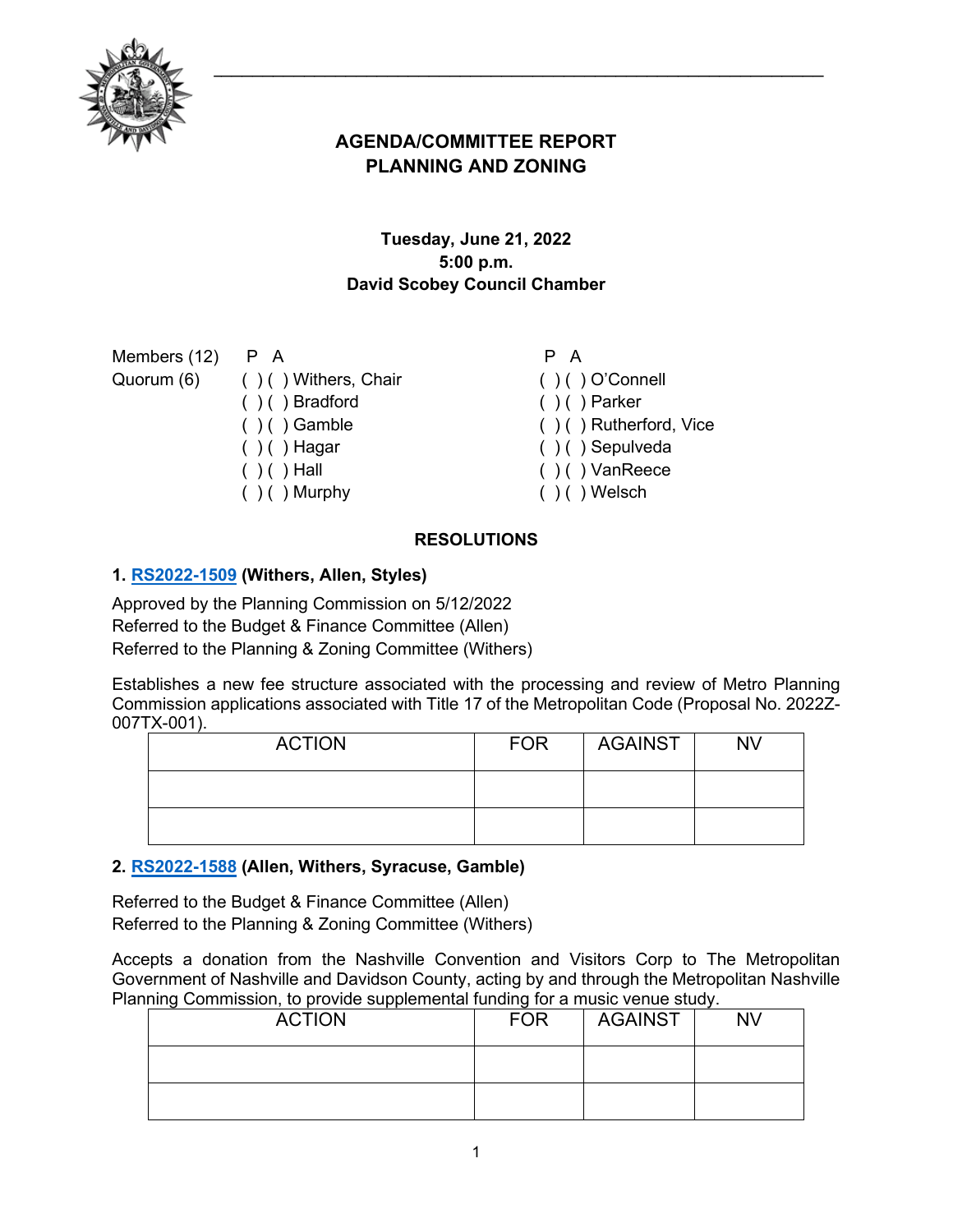# AGENDA/COMMITTEE REPORT
# PLANNING AND ZONING

**Tuesday, June 21, 2022**
**5:00 p.m.**
**David Scobey Council Chamber**

| Members (12) | P A | | P A | |
|---|---|---|---|---|
| Quorum (6) | ( ) ( ) | Withers, Chair | ( ) ( ) | O'Connell |
| | ( ) ( ) | Bradford | ( ) ( ) | Parker |
| | ( ) ( ) | Gamble | ( ) ( ) | Rutherford, Vice |
| | ( ) ( ) | Hagar | ( ) ( ) | Sepulveda |
| | ( ) ( ) | Hall | ( ) ( ) | VanReece |
| | ( ) ( ) | Murphy | ( ) ( ) | Welsch |

## RESOLUTIONS

**1. RS2022-1509 (Withers, Allen, Styles)**

Approved by the Planning Commission on 5/12/2022
Referred to the Budget & Finance Committee (Allen)
Referred to the Planning & Zoning Committee (Withers)

Establishes a new fee structure associated with the processing and review of Metro Planning Commission applications associated with Title 17 of the Metropolitan Code (Proposal No. 2022Z-007TX-001).

| ACTION | FOR | AGAINST | NV |
|---|---|---|---|
| | | | |
| | | | |

**2. RS2022-1588 (Allen, Withers, Syracuse, Gamble)**

Referred to the Budget & Finance Committee (Allen)
Referred to the Planning & Zoning Committee (Withers)

Accepts a donation from the Nashville Convention and Visitors Corp to The Metropolitan Government of Nashville and Davidson County, acting by and through the Metropolitan Nashville Planning Commission, to provide supplemental funding for a music venue study.

| ACTION | FOR | AGAINST | NV |
|---|---|---|---|
| | | | |
| | | | |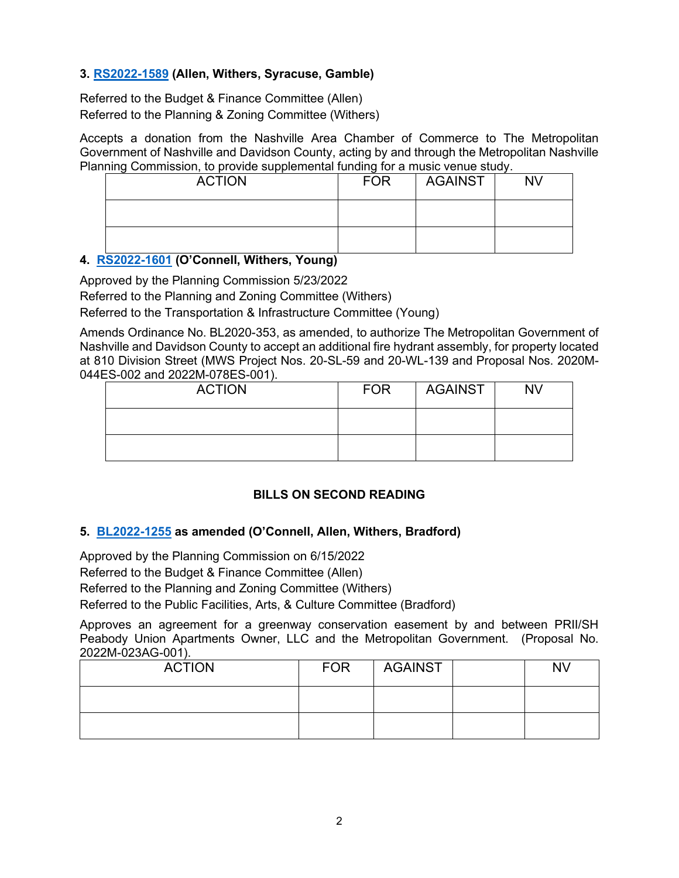**3. [RS2022-1589](RS2022-1589) (Allen, Withers, Syracuse, Gamble)**

Referred to the Budget & Finance Committee (Allen)
Referred to the Planning & Zoning Committee (Withers)

Accepts a donation from the Nashville Area Chamber of Commerce to The Metropolitan Government of Nashville and Davidson County, acting by and through the Metropolitan Nashville Planning Commission, to provide supplemental funding for a music venue study.

| ACTION | FOR | AGAINST | NV |
|---|---|---|---|
| | | | |
| | | | |

**4. [RS2022-1601](RS2022-1601) (O'Connell, Withers, Young)**

Approved by the Planning Commission 5/23/2022
Referred to the Planning and Zoning Committee (Withers)
Referred to the Transportation & Infrastructure Committee (Young)

Amends Ordinance No. BL2020-353, as amended, to authorize The Metropolitan Government of Nashville and Davidson County to accept an additional fire hydrant assembly, for property located at 810 Division Street (MWS Project Nos. 20-SL-59 and 20-WL-139 and Proposal Nos. 2020M-044ES-002 and 2022M-078ES-001).

| ACTION | FOR | AGAINST | NV |
|---|---|---|---|
| | | | |
| | | | |

**BILLS ON SECOND READING**

**5. [BL2022-1255](BL2022-1255) as amended (O'Connell, Allen, Withers, Bradford)**

Approved by the Planning Commission on 6/15/2022
Referred to the Budget & Finance Committee (Allen)
Referred to the Planning and Zoning Committee (Withers)
Referred to the Public Facilities, Arts, & Culture Committee (Bradford)

Approves an agreement for a greenway conservation easement by and between PRII/SH Peabody Union Apartments Owner, LLC and the Metropolitan Government. (Proposal No. 2022M-023AG-001).

| ACTION | FOR | AGAINST | | NV |
|---|---|---|---|---|
| | | | | |
| | | | | |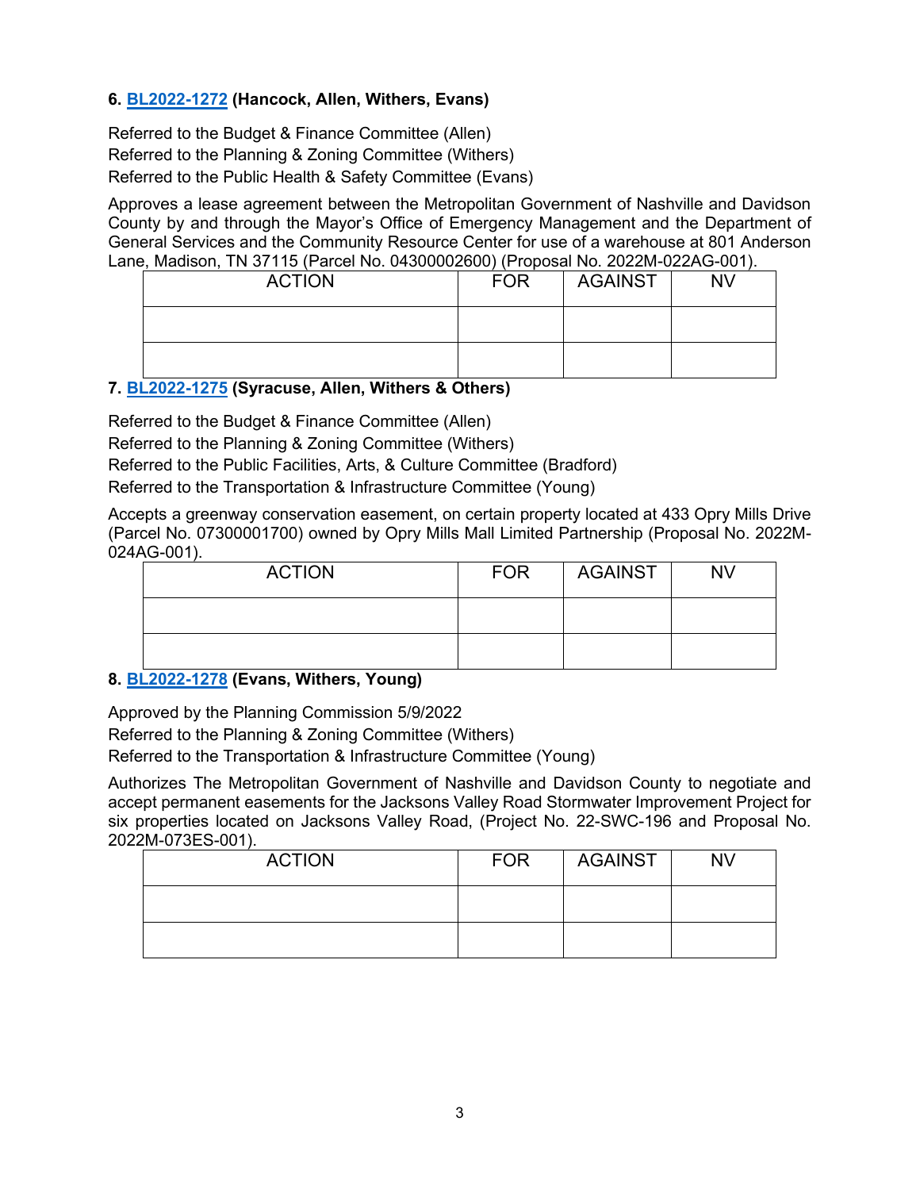**6. BL2022-1272 (Hancock, Allen, Withers, Evans)**

Referred to the Budget & Finance Committee (Allen)
Referred to the Planning & Zoning Committee (Withers)
Referred to the Public Health & Safety Committee (Evans)

Approves a lease agreement between the Metropolitan Government of Nashville and Davidson County by and through the Mayor's Office of Emergency Management and the Department of General Services and the Community Resource Center for use of a warehouse at 801 Anderson Lane, Madison, TN 37115 (Parcel No. 04300002600) (Proposal No. 2022M-022AG-001).

| ACTION | FOR | AGAINST | NV |
|---|---|---|---|
| | | | |
| | | | |

**7. BL2022-1275 (Syracuse, Allen, Withers & Others)**

Referred to the Budget & Finance Committee (Allen)
Referred to the Planning & Zoning Committee (Withers)
Referred to the Public Facilities, Arts, & Culture Committee (Bradford)
Referred to the Transportation & Infrastructure Committee (Young)

Accepts a greenway conservation easement, on certain property located at 433 Opry Mills Drive (Parcel No. 07300001700) owned by Opry Mills Mall Limited Partnership (Proposal No. 2022M-024AG-001).

| ACTION | FOR | AGAINST | NV |
|---|---|---|---|
| | | | |
| | | | |

**8. BL2022-1278 (Evans, Withers, Young)**

Approved by the Planning Commission 5/9/2022
Referred to the Planning & Zoning Committee (Withers)
Referred to the Transportation & Infrastructure Committee (Young)

Authorizes The Metropolitan Government of Nashville and Davidson County to negotiate and accept permanent easements for the Jacksons Valley Road Stormwater Improvement Project for six properties located on Jacksons Valley Road, (Project No. 22-SWC-196 and Proposal No. 2022M-073ES-001).

| ACTION | FOR | AGAINST | NV |
|---|---|---|---|
| | | | |
| | | | |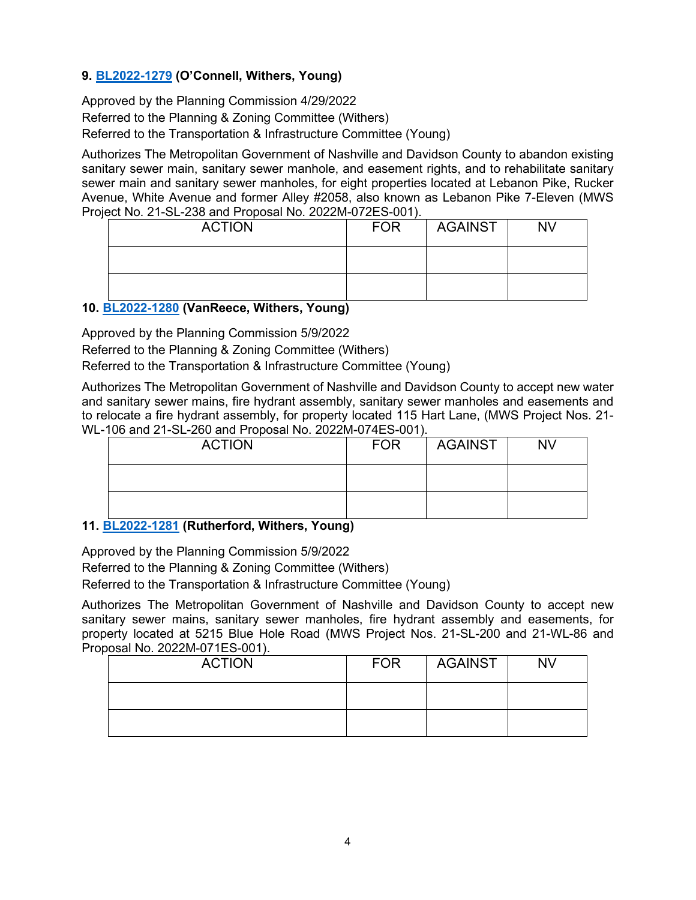**9. BL2022-1279 (O'Connell, Withers, Young)**

Approved by the Planning Commission 4/29/2022
Referred to the Planning & Zoning Committee (Withers)
Referred to the Transportation & Infrastructure Committee (Young)

Authorizes The Metropolitan Government of Nashville and Davidson County to abandon existing sanitary sewer main, sanitary sewer manhole, and easement rights, and to rehabilitate sanitary sewer main and sanitary sewer manholes, for eight properties located at Lebanon Pike, Rucker Avenue, White Avenue and former Alley #2058, also known as Lebanon Pike 7-Eleven (MWS Project No. 21-SL-238 and Proposal No. 2022M-072ES-001).

| ACTION | FOR | AGAINST | NV |
|---|---|---|---|
| | | | |
| | | | |

**10. BL2022-1280 (VanReece, Withers, Young)**

Approved by the Planning Commission 5/9/2022
Referred to the Planning & Zoning Committee (Withers)
Referred to the Transportation & Infrastructure Committee (Young)

Authorizes The Metropolitan Government of Nashville and Davidson County to accept new water and sanitary sewer mains, fire hydrant assembly, sanitary sewer manholes and easements and to relocate a fire hydrant assembly, for property located 115 Hart Lane, (MWS Project Nos. 21-WL-106 and 21-SL-260 and Proposal No. 2022M-074ES-001).

| ACTION | FOR | AGAINST | NV |
|---|---|---|---|
| | | | |
| | | | |

**11. BL2022-1281 (Rutherford, Withers, Young)**

Approved by the Planning Commission 5/9/2022
Referred to the Planning & Zoning Committee (Withers)
Referred to the Transportation & Infrastructure Committee (Young)

Authorizes The Metropolitan Government of Nashville and Davidson County to accept new sanitary sewer mains, sanitary sewer manholes, fire hydrant assembly and easements, for property located at 5215 Blue Hole Road (MWS Project Nos. 21-SL-200 and 21-WL-86 and Proposal No. 2022M-071ES-001).

| ACTION | FOR | AGAINST | NV |
|---|---|---|---|
| | | | |
| | | | |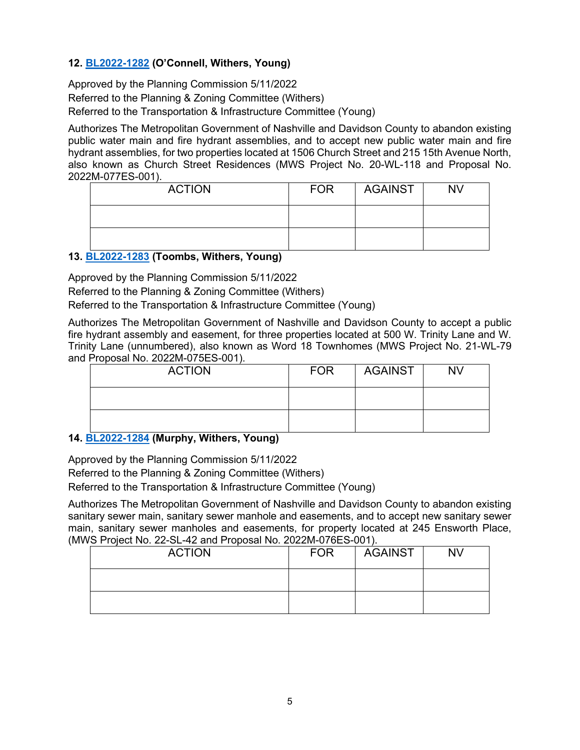**12. BL2022-1282 (O'Connell, Withers, Young)**

Approved by the Planning Commission 5/11/2022
Referred to the Planning & Zoning Committee (Withers)
Referred to the Transportation & Infrastructure Committee (Young)

Authorizes The Metropolitan Government of Nashville and Davidson County to abandon existing public water main and fire hydrant assemblies, and to accept new public water main and fire hydrant assemblies, for two properties located at 1506 Church Street and 215 15th Avenue North, also known as Church Street Residences (MWS Project No. 20-WL-118 and Proposal No. 2022M-077ES-001).

| ACTION | FOR | AGAINST | NV |
|---|---|---|---|
| | | | |
| | | | |

**13. BL2022-1283 (Toombs, Withers, Young)**

Approved by the Planning Commission 5/11/2022
Referred to the Planning & Zoning Committee (Withers)
Referred to the Transportation & Infrastructure Committee (Young)

Authorizes The Metropolitan Government of Nashville and Davidson County to accept a public fire hydrant assembly and easement, for three properties located at 500 W. Trinity Lane and W. Trinity Lane (unnumbered), also known as Word 18 Townhomes (MWS Project No. 21-WL-79 and Proposal No. 2022M-075ES-001).

| ACTION | FOR | AGAINST | NV |
|---|---|---|---|
| | | | |
| | | | |

**14. BL2022-1284 (Murphy, Withers, Young)**

Approved by the Planning Commission 5/11/2022
Referred to the Planning & Zoning Committee (Withers)
Referred to the Transportation & Infrastructure Committee (Young)

Authorizes The Metropolitan Government of Nashville and Davidson County to abandon existing sanitary sewer main, sanitary sewer manhole and easements, and to accept new sanitary sewer main, sanitary sewer manholes and easements, for property located at 245 Ensworth Place, (MWS Project No. 22-SL-42 and Proposal No. 2022M-076ES-001).

| ACTION | FOR | AGAINST | NV |
|---|---|---|---|
| | | | |
| | | | |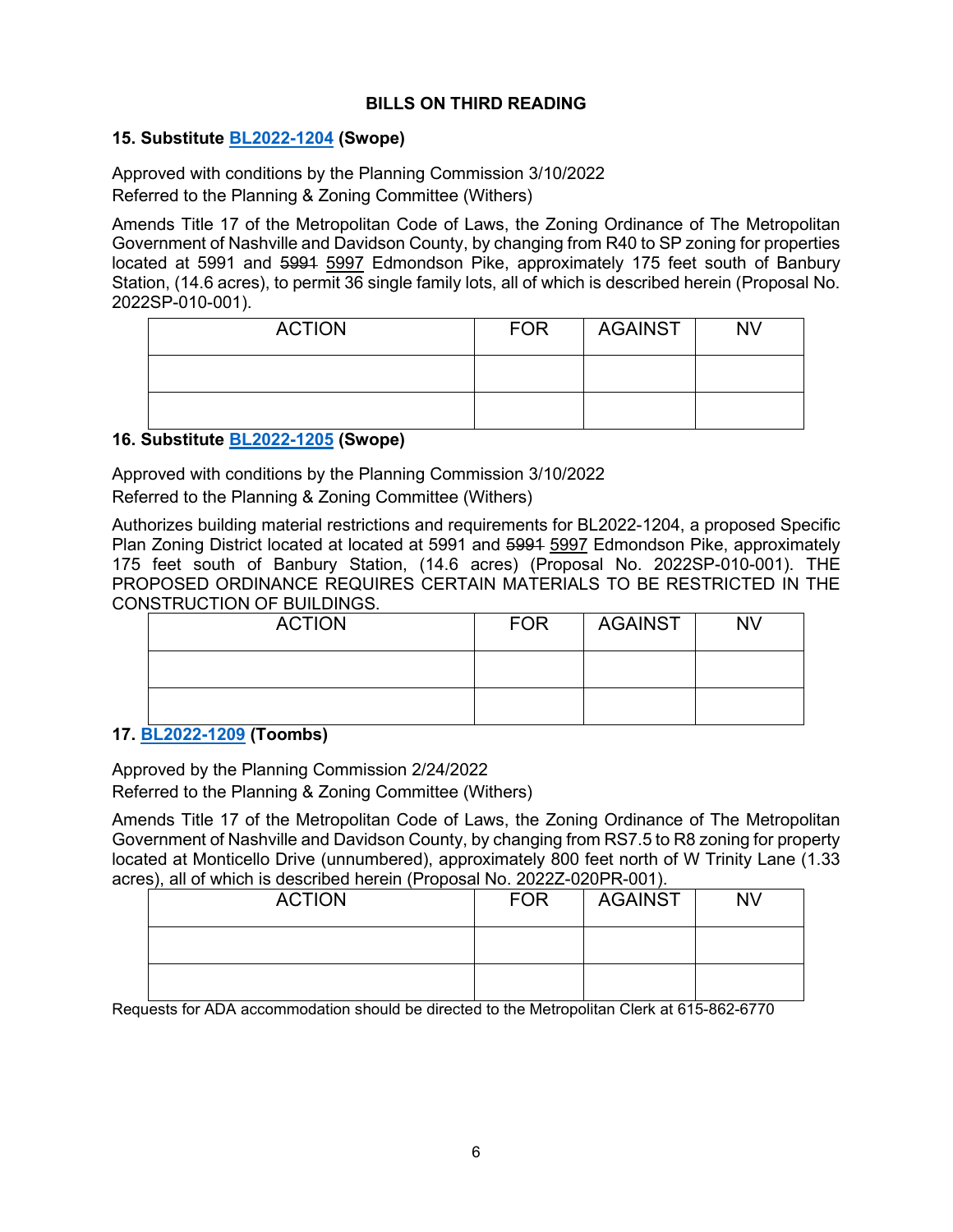## BILLS ON THIRD READING

### 15. Substitute BL2022-1204 (Swope)

Approved with conditions by the Planning Commission 3/10/2022
Referred to the Planning & Zoning Committee (Withers)

Amends Title 17 of the Metropolitan Code of Laws, the Zoning Ordinance of The Metropolitan Government of Nashville and Davidson County, by changing from R40 to SP zoning for properties located at 5991 and ~~5991~~ 5997 Edmondson Pike, approximately 175 feet south of Banbury Station, (14.6 acres), to permit 36 single family lots, all of which is described herein (Proposal No. 2022SP-010-001).

| ACTION | FOR | AGAINST | NV |
|---|---|---|---|
| | | | |
| | | | |

### 16. Substitute BL2022-1205 (Swope)

Approved with conditions by the Planning Commission 3/10/2022
Referred to the Planning & Zoning Committee (Withers)

Authorizes building material restrictions and requirements for BL2022-1204, a proposed Specific Plan Zoning District located at located at 5991 and ~~5991~~ 5997 Edmondson Pike, approximately 175 feet south of Banbury Station, (14.6 acres) (Proposal No. 2022SP-010-001). THE PROPOSED ORDINANCE REQUIRES CERTAIN MATERIALS TO BE RESTRICTED IN THE CONSTRUCTION OF BUILDINGS.

| ACTION | FOR | AGAINST | NV |
|---|---|---|---|
| | | | |
| | | | |

### 17. BL2022-1209 (Toombs)

Approved by the Planning Commission 2/24/2022
Referred to the Planning & Zoning Committee (Withers)

Amends Title 17 of the Metropolitan Code of Laws, the Zoning Ordinance of The Metropolitan Government of Nashville and Davidson County, by changing from RS7.5 to R8 zoning for property located at Monticello Drive (unnumbered), approximately 800 feet north of W Trinity Lane (1.33 acres), all of which is described herein (Proposal No. 2022Z-020PR-001).

| ACTION | FOR | AGAINST | NV |
|---|---|---|---|
| | | | |
| | | | |

Requests for ADA accommodation should be directed to the Metropolitan Clerk at 615-862-6770